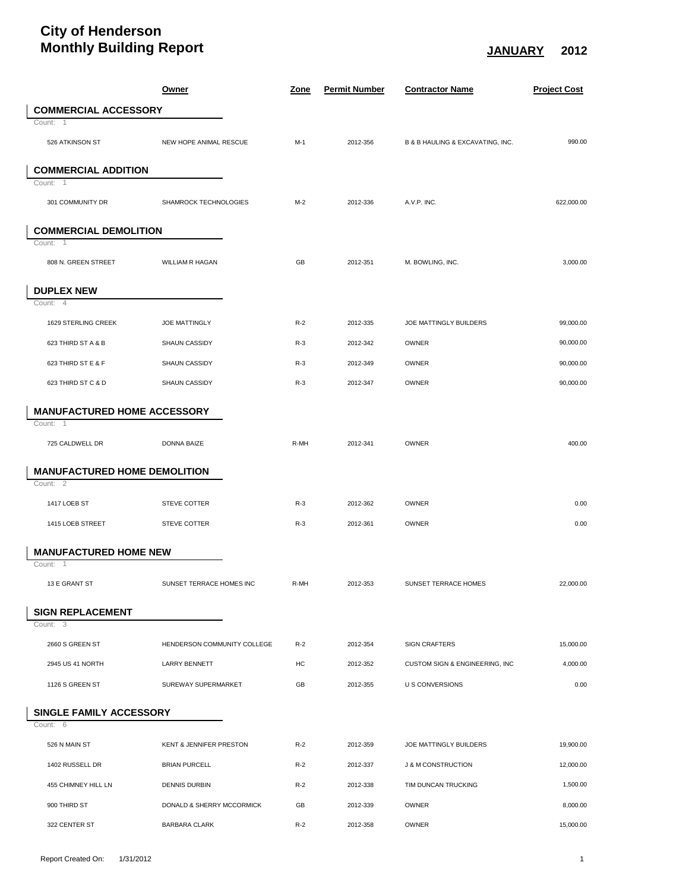# City of Henderson
# Monthly Building Report

**JANUARY 2012**

| | Owner | Zone | Permit Number | Contractor Name | Project Cost |
|---|---|---|---|---|---|
| **COMMERCIAL ACCESSORY** | | | | | |
| Count: 1 | | | | | |
| 526 ATKINSON ST | NEW HOPE ANIMAL RESCUE | M-1 | 2012-356 | B & B HAULING & EXCAVATING, INC. | 990.00 |
| **COMMERCIAL ADDITION** | | | | | |
| Count: 1 | | | | | |
| 301 COMMUNITY DR | SHAMROCK TECHNOLOGIES | M-2 | 2012-336 | A.V.P. INC. | 622,000.00 |
| **COMMERCIAL DEMOLITION** | | | | | |
| Count: 1 | | | | | |
| 808 N. GREEN STREET | WILLIAM R HAGAN | GB | 2012-351 | M. BOWLING, INC. | 3,000.00 |
| **DUPLEX NEW** | | | | | |
| Count: 4 | | | | | |
| 1629 STERLING CREEK | JOE MATTINGLY | R-2 | 2012-335 | JOE MATTINGLY BUILDERS | 99,000.00 |
| 623 THIRD ST A & B | SHAUN CASSIDY | R-3 | 2012-342 | OWNER | 90,000.00 |
| 623 THIRD ST E & F | SHAUN CASSIDY | R-3 | 2012-349 | OWNER | 90,000.00 |
| 623 THIRD ST C & D | SHAUN CASSIDY | R-3 | 2012-347 | OWNER | 90,000.00 |
| **MANUFACTURED HOME ACCESSORY** | | | | | |
| Count: 1 | | | | | |
| 725 CALDWELL DR | DONNA BAIZE | R-MH | 2012-341 | OWNER | 400.00 |
| **MANUFACTURED HOME DEMOLITION** | | | | | |
| Count: 2 | | | | | |
| 1417 LOEB ST | STEVE COTTER | R-3 | 2012-362 | OWNER | 0.00 |
| 1415 LOEB STREET | STEVE COTTER | R-3 | 2012-361 | OWNER | 0.00 |
| **MANUFACTURED HOME NEW** | | | | | |
| Count: 1 | | | | | |
| 13 E GRANT ST | SUNSET TERRACE HOMES INC | R-MH | 2012-353 | SUNSET TERRACE HOMES | 22,000.00 |
| **SIGN REPLACEMENT** | | | | | |
| Count: 3 | | | | | |
| 2660 S GREEN ST | HENDERSON COMMUNITY COLLEGE | R-2 | 2012-354 | SIGN CRAFTERS | 15,000.00 |
| 2945 US 41 NORTH | LARRY BENNETT | HC | 2012-352 | CUSTOM SIGN & ENGINEERING, INC | 4,000.00 |
| 1126 S GREEN ST | SUREWAY SUPERMARKET | GB | 2012-355 | U S CONVERSIONS | 0.00 |
| **SINGLE FAMILY ACCESSORY** | | | | | |
| Count: 6 | | | | | |
| 526 N MAIN ST | KENT & JENNIFER PRESTON | R-2 | 2012-359 | JOE MATTINGLY BUILDERS | 19,900.00 |
| 1402 RUSSELL DR | BRIAN PURCELL | R-2 | 2012-337 | J & M CONSTRUCTION | 12,000.00 |
| 455 CHIMNEY HILL LN | DENNIS DURBIN | R-2 | 2012-338 | TIM DUNCAN TRUCKING | 1,500.00 |
| 900 THIRD ST | DONALD & SHERRY MCCORMICK | GB | 2012-339 | OWNER | 8,000.00 |
| 322 CENTER ST | BARBARA CLARK | R-2 | 2012-358 | OWNER | 15,000.00 |

Report Created On: 1/31/2012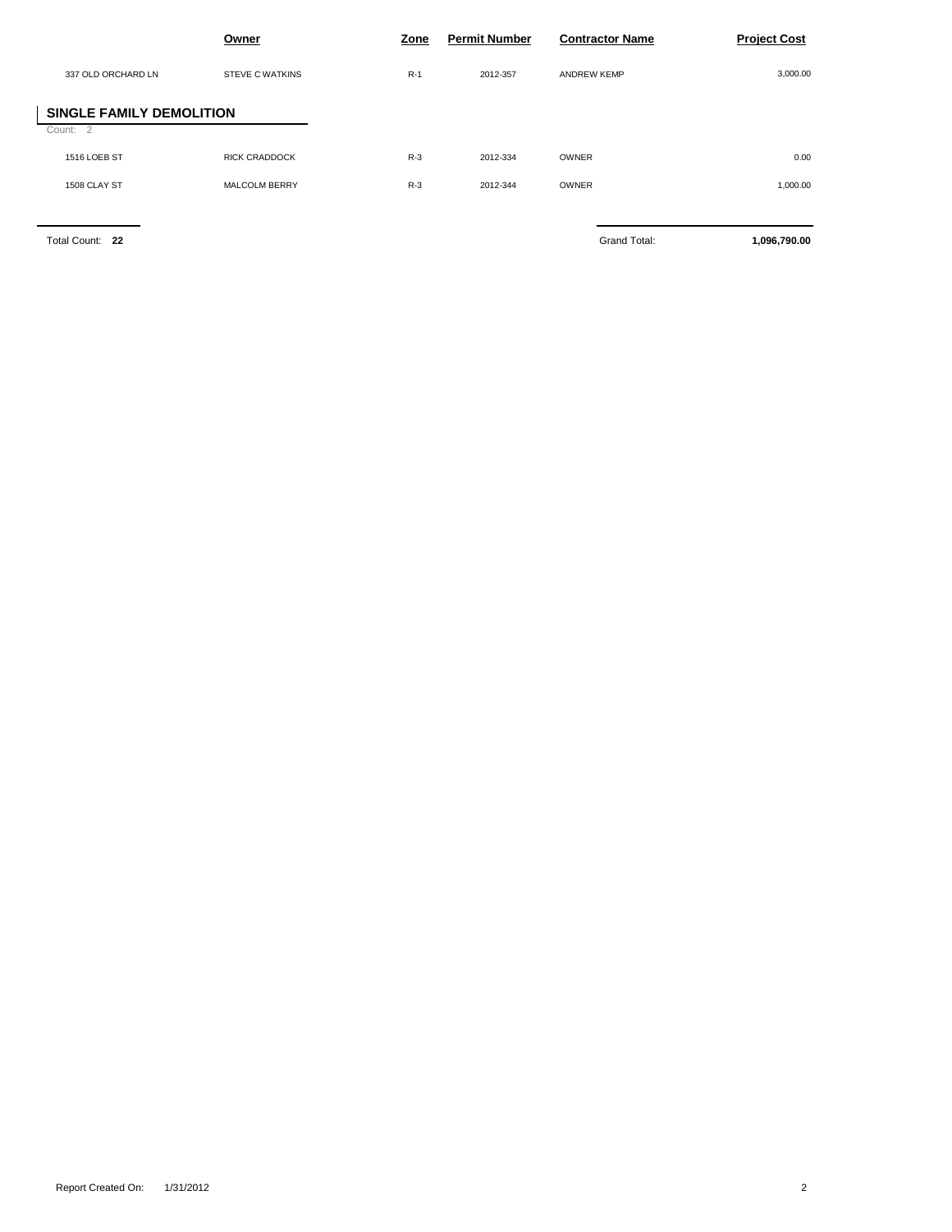| | Owner | Zone | Permit Number | Contractor Name | Project Cost |
|---|---|---|---|---|---|
| 337 OLD ORCHARD LN | STEVE C WATKINS | R-1 | 2012-357 | ANDREW KEMP | 3,000.00 |

## SINGLE FAMILY DEMOLITION

Count: 2

| | Owner | Zone | Permit Number | Contractor Name | Project Cost |
|---|---|---|---|---|---|
| 1516 LOEB ST | RICK CRADDOCK | R-3 | 2012-334 | OWNER | 0.00 |
| 1508 CLAY ST | MALCOLM BERRY | R-3 | 2012-344 | OWNER | 1,000.00 |

Total Count: **22**

Grand Total: **1,096,790.00**

Report Created On: 1/31/2012